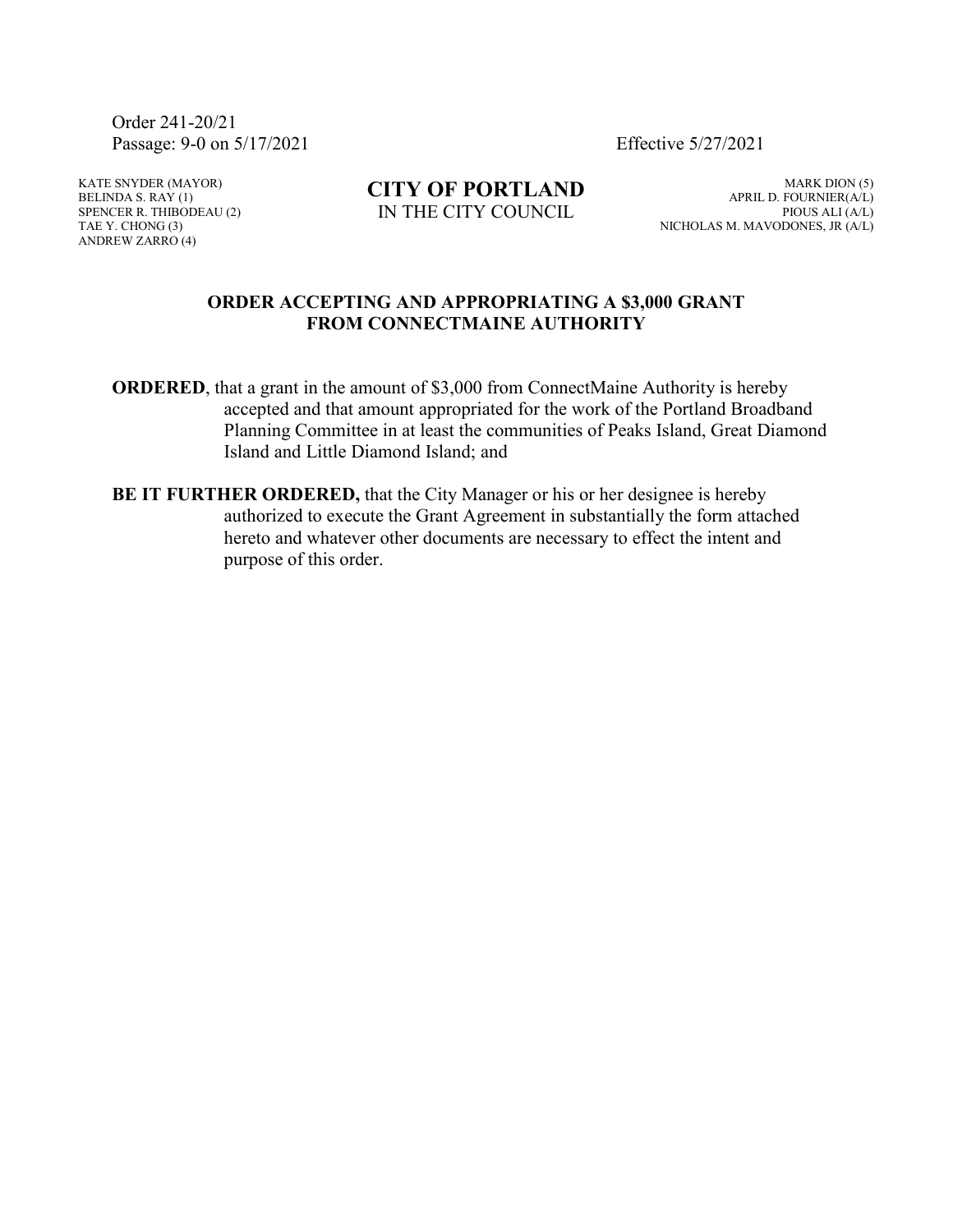Order 241-20/21
Passage: 9-0 on 5/17/2021 Effective 5/27/2021

KATE SNYDER (MAYOR)
BELINDA S. RAY (1)
SPENCER R. THIBODEAU (2)
TAE Y. CHONG (3)
ANDREW ZARRO (4)

**CITY OF PORTLAND**
IN THE CITY COUNCIL

MARK DION (5)
APRIL D. FOURNIER(A/L)
PIOUS ALI (A/L)
NICHOLAS M. MAVODONES, JR (A/L)

## ORDER ACCEPTING AND APPROPRIATING A $3,000 GRANT FROM CONNECTMAINE AUTHORITY

**ORDERED**, that a grant in the amount of $3,000 from ConnectMaine Authority is hereby accepted and that amount appropriated for the work of the Portland Broadband Planning Committee in at least the communities of Peaks Island, Great Diamond Island and Little Diamond Island; and

**BE IT FURTHER ORDERED,** that the City Manager or his or her designee is hereby authorized to execute the Grant Agreement in substantially the form attached hereto and whatever other documents are necessary to effect the intent and purpose of this order.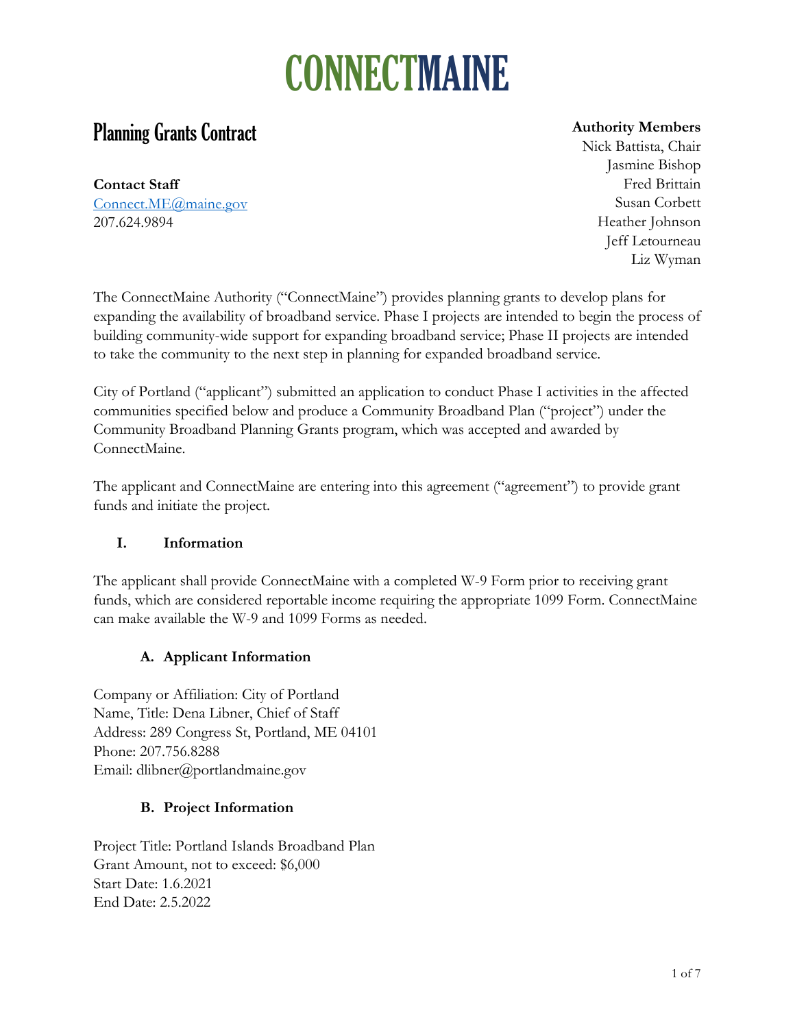# CONNECTMAINE

## Planning Grants Contract

**Contact Staff**
Connect.ME@maine.gov
207.624.9894

**Authority Members**
Nick Battista, Chair
Jasmine Bishop
Fred Brittain
Susan Corbett
Heather Johnson
Jeff Letourneau
Liz Wyman

The ConnectMaine Authority ("ConnectMaine") provides planning grants to develop plans for expanding the availability of broadband service. Phase I projects are intended to begin the process of building community-wide support for expanding broadband service; Phase II projects are intended to take the community to the next step in planning for expanded broadband service.

City of Portland ("applicant") submitted an application to conduct Phase I activities in the affected communities specified below and produce a Community Broadband Plan ("project") under the Community Broadband Planning Grants program, which was accepted and awarded by ConnectMaine.

The applicant and ConnectMaine are entering into this agreement ("agreement") to provide grant funds and initiate the project.

### I. Information

The applicant shall provide ConnectMaine with a completed W-9 Form prior to receiving grant funds, which are considered reportable income requiring the appropriate 1099 Form. ConnectMaine can make available the W-9 and 1099 Forms as needed.

#### A. Applicant Information

Company or Affiliation: City of Portland
Name, Title: Dena Libner, Chief of Staff
Address: 289 Congress St, Portland, ME 04101
Phone: 207.756.8288
Email: dlibner@portlandmaine.gov

#### B. Project Information

Project Title: Portland Islands Broadband Plan
Grant Amount, not to exceed: $6,000
Start Date: 1.6.2021
End Date: 2.5.2022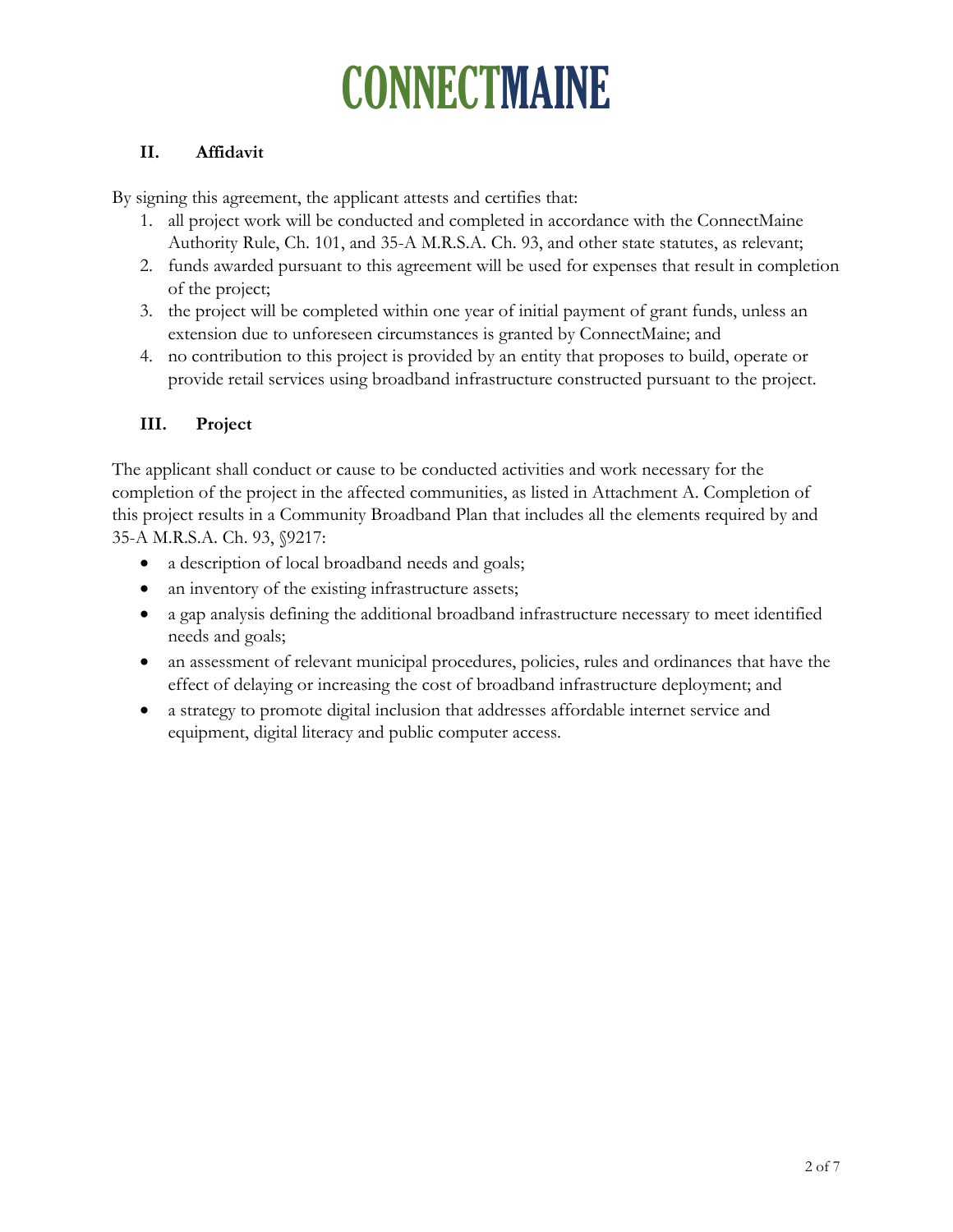## II. Affidavit

By signing this agreement, the applicant attests and certifies that:

1. all project work will be conducted and completed in accordance with the ConnectMaine Authority Rule, Ch. 101, and 35-A M.R.S.A. Ch. 93, and other state statutes, as relevant;
2. funds awarded pursuant to this agreement will be used for expenses that result in completion of the project;
3. the project will be completed within one year of initial payment of grant funds, unless an extension due to unforeseen circumstances is granted by ConnectMaine; and
4. no contribution to this project is provided by an entity that proposes to build, operate or provide retail services using broadband infrastructure constructed pursuant to the project.

## III. Project

The applicant shall conduct or cause to be conducted activities and work necessary for the completion of the project in the affected communities, as listed in Attachment A. Completion of this project results in a Community Broadband Plan that includes all the elements required by and 35-A M.R.S.A. Ch. 93, §9217:

- a description of local broadband needs and goals;
- an inventory of the existing infrastructure assets;
- a gap analysis defining the additional broadband infrastructure necessary to meet identified needs and goals;
- an assessment of relevant municipal procedures, policies, rules and ordinances that have the effect of delaying or increasing the cost of broadband infrastructure deployment; and
- a strategy to promote digital inclusion that addresses affordable internet service and equipment, digital literacy and public computer access.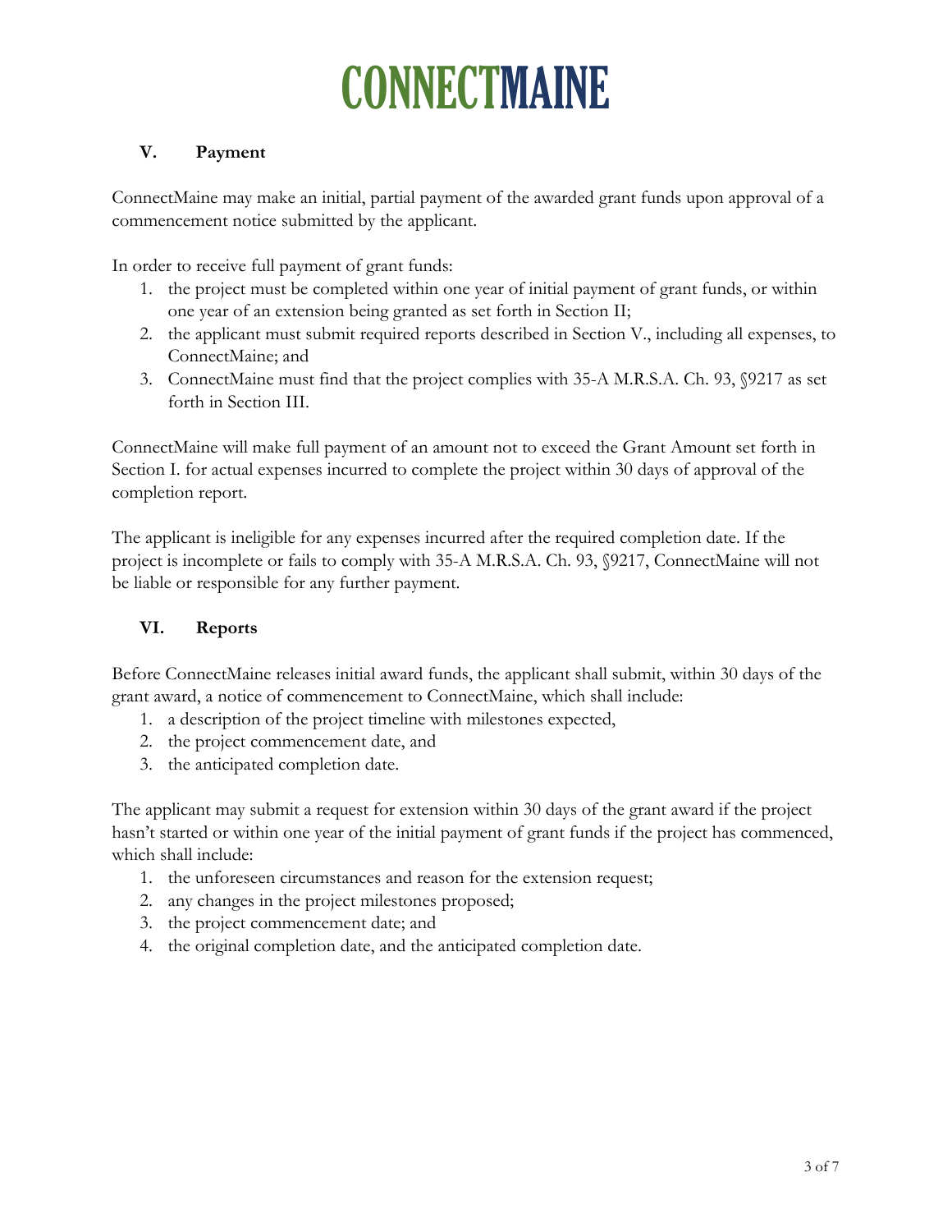## V. Payment

ConnectMaine may make an initial, partial payment of the awarded grant funds upon approval of a commencement notice submitted by the applicant.

In order to receive full payment of grant funds:

1. the project must be completed within one year of initial payment of grant funds, or within one year of an extension being granted as set forth in Section II;
2. the applicant must submit required reports described in Section V., including all expenses, to ConnectMaine; and
3. ConnectMaine must find that the project complies with 35-A M.R.S.A. Ch. 93, §9217 as set forth in Section III.

ConnectMaine will make full payment of an amount not to exceed the Grant Amount set forth in Section I. for actual expenses incurred to complete the project within 30 days of approval of the completion report.

The applicant is ineligible for any expenses incurred after the required completion date. If the project is incomplete or fails to comply with 35-A M.R.S.A. Ch. 93, §9217, ConnectMaine will not be liable or responsible for any further payment.

## VI. Reports

Before ConnectMaine releases initial award funds, the applicant shall submit, within 30 days of the grant award, a notice of commencement to ConnectMaine, which shall include:

1. a description of the project timeline with milestones expected,
2. the project commencement date, and
3. the anticipated completion date.

The applicant may submit a request for extension within 30 days of the grant award if the project hasn't started or within one year of the initial payment of grant funds if the project has commenced, which shall include:

1. the unforeseen circumstances and reason for the extension request;
2. any changes in the project milestones proposed;
3. the project commencement date; and
4. the original completion date, and the anticipated completion date.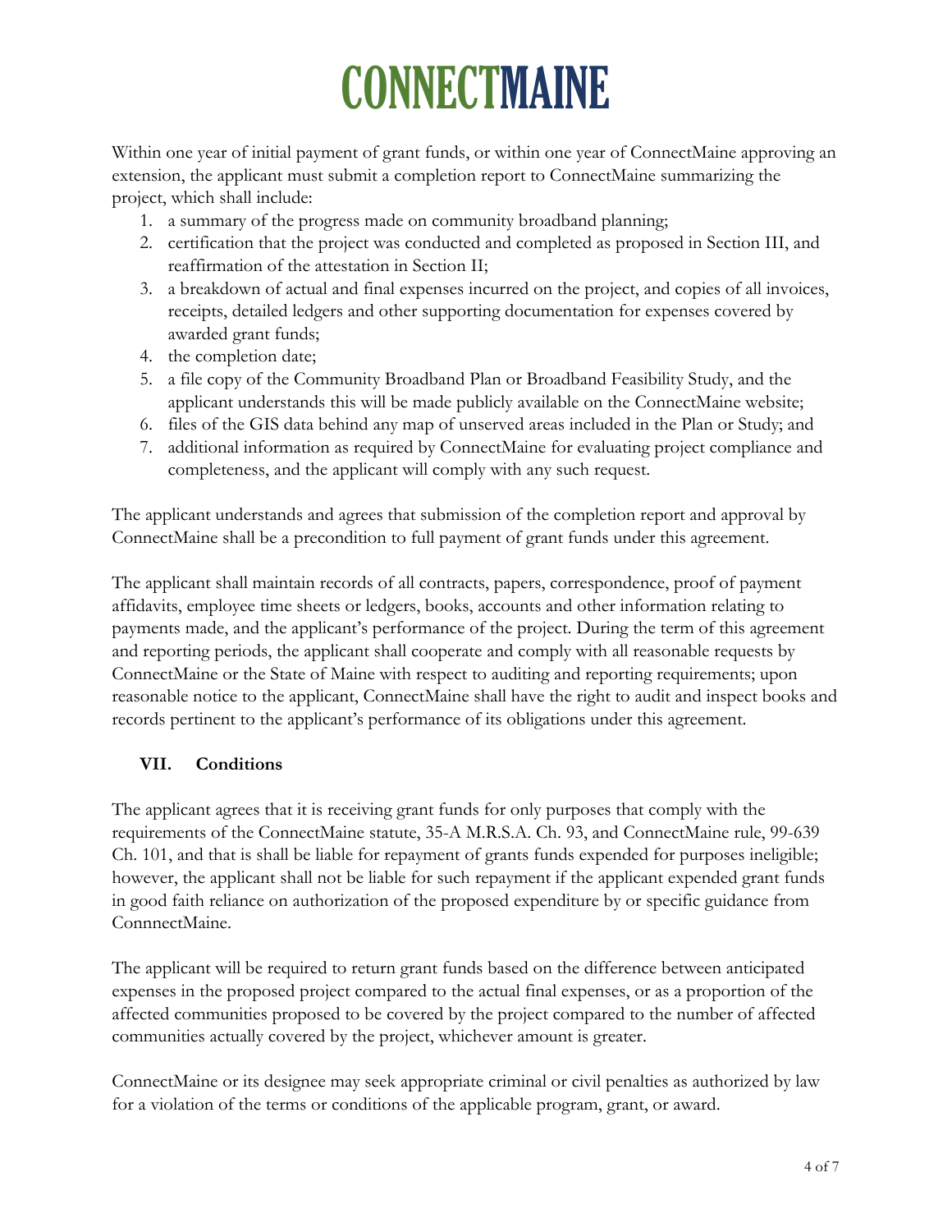Within one year of initial payment of grant funds, or within one year of ConnectMaine approving an extension, the applicant must submit a completion report to ConnectMaine summarizing the project, which shall include:

1. a summary of the progress made on community broadband planning;
2. certification that the project was conducted and completed as proposed in Section III, and reaffirmation of the attestation in Section II;
3. a breakdown of actual and final expenses incurred on the project, and copies of all invoices, receipts, detailed ledgers and other supporting documentation for expenses covered by awarded grant funds;
4. the completion date;
5. a file copy of the Community Broadband Plan or Broadband Feasibility Study, and the applicant understands this will be made publicly available on the ConnectMaine website;
6. files of the GIS data behind any map of unserved areas included in the Plan or Study; and
7. additional information as required by ConnectMaine for evaluating project compliance and completeness, and the applicant will comply with any such request.

The applicant understands and agrees that submission of the completion report and approval by ConnectMaine shall be a precondition to full payment of grant funds under this agreement.

The applicant shall maintain records of all contracts, papers, correspondence, proof of payment affidavits, employee time sheets or ledgers, books, accounts and other information relating to payments made, and the applicant's performance of the project. During the term of this agreement and reporting periods, the applicant shall cooperate and comply with all reasonable requests by ConnectMaine or the State of Maine with respect to auditing and reporting requirements; upon reasonable notice to the applicant, ConnectMaine shall have the right to audit and inspect books and records pertinent to the applicant's performance of its obligations under this agreement.

## VII. Conditions

The applicant agrees that it is receiving grant funds for only purposes that comply with the requirements of the ConnectMaine statute, 35-A M.R.S.A. Ch. 93, and ConnectMaine rule, 99-639 Ch. 101, and that is shall be liable for repayment of grants funds expended for purposes ineligible; however, the applicant shall not be liable for such repayment if the applicant expended grant funds in good faith reliance on authorization of the proposed expenditure by or specific guidance from ConnnectMaine.

The applicant will be required to return grant funds based on the difference between anticipated expenses in the proposed project compared to the actual final expenses, or as a proportion of the affected communities proposed to be covered by the project compared to the number of affected communities actually covered by the project, whichever amount is greater.

ConnectMaine or its designee may seek appropriate criminal or civil penalties as authorized by law for a violation of the terms or conditions of the applicable program, grant, or award.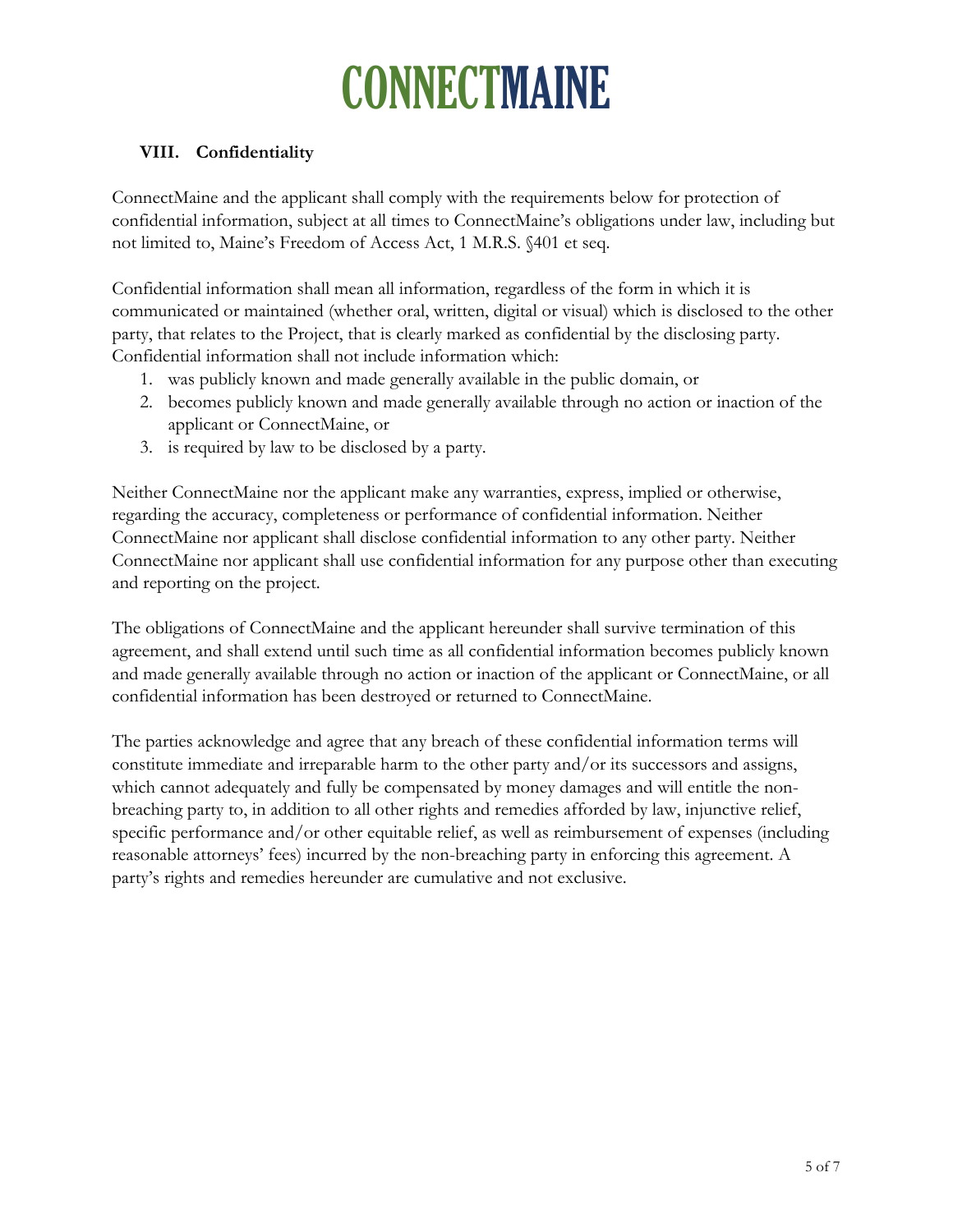## VIII. Confidentiality

ConnectMaine and the applicant shall comply with the requirements below for protection of confidential information, subject at all times to ConnectMaine's obligations under law, including but not limited to, Maine's Freedom of Access Act, 1 M.R.S. §401 et seq.

Confidential information shall mean all information, regardless of the form in which it is communicated or maintained (whether oral, written, digital or visual) which is disclosed to the other party, that relates to the Project, that is clearly marked as confidential by the disclosing party. Confidential information shall not include information which:

1. was publicly known and made generally available in the public domain, or
2. becomes publicly known and made generally available through no action or inaction of the applicant or ConnectMaine, or
3. is required by law to be disclosed by a party.

Neither ConnectMaine nor the applicant make any warranties, express, implied or otherwise, regarding the accuracy, completeness or performance of confidential information. Neither ConnectMaine nor applicant shall disclose confidential information to any other party. Neither ConnectMaine nor applicant shall use confidential information for any purpose other than executing and reporting on the project.

The obligations of ConnectMaine and the applicant hereunder shall survive termination of this agreement, and shall extend until such time as all confidential information becomes publicly known and made generally available through no action or inaction of the applicant or ConnectMaine, or all confidential information has been destroyed or returned to ConnectMaine.

The parties acknowledge and agree that any breach of these confidential information terms will constitute immediate and irreparable harm to the other party and/or its successors and assigns, which cannot adequately and fully be compensated by money damages and will entitle the non-breaching party to, in addition to all other rights and remedies afforded by law, injunctive relief, specific performance and/or other equitable relief, as well as reimbursement of expenses (including reasonable attorneys' fees) incurred by the non-breaching party in enforcing this agreement. A party's rights and remedies hereunder are cumulative and not exclusive.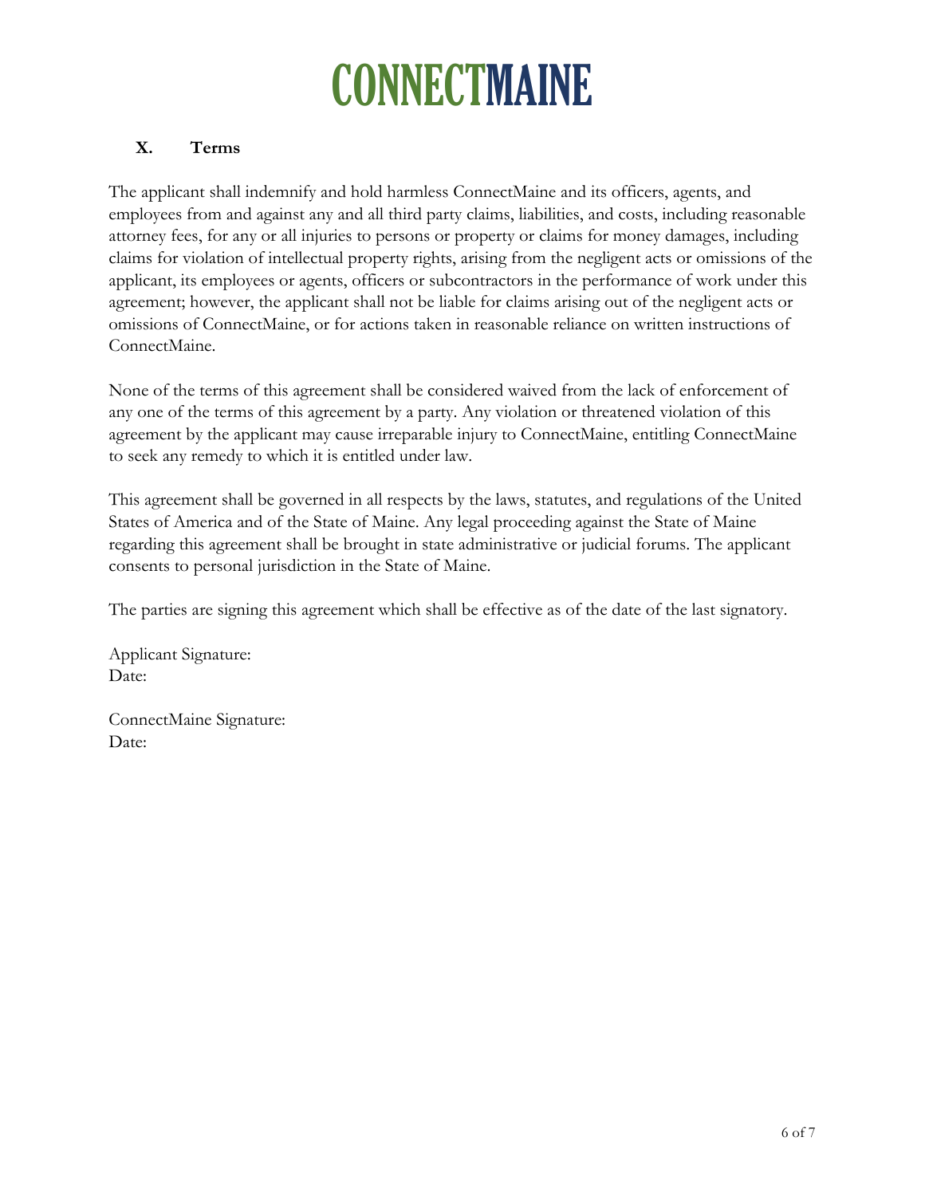## X. Terms

The applicant shall indemnify and hold harmless ConnectMaine and its officers, agents, and employees from and against any and all third party claims, liabilities, and costs, including reasonable attorney fees, for any or all injuries to persons or property or claims for money damages, including claims for violation of intellectual property rights, arising from the negligent acts or omissions of the applicant, its employees or agents, officers or subcontractors in the performance of work under this agreement; however, the applicant shall not be liable for claims arising out of the negligent acts or omissions of ConnectMaine, or for actions taken in reasonable reliance on written instructions of ConnectMaine.

None of the terms of this agreement shall be considered waived from the lack of enforcement of any one of the terms of this agreement by a party. Any violation or threatened violation of this agreement by the applicant may cause irreparable injury to ConnectMaine, entitling ConnectMaine to seek any remedy to which it is entitled under law.

This agreement shall be governed in all respects by the laws, statutes, and regulations of the United States of America and of the State of Maine. Any legal proceeding against the State of Maine regarding this agreement shall be brought in state administrative or judicial forums. The applicant consents to personal jurisdiction in the State of Maine.

The parties are signing this agreement which shall be effective as of the date of the last signatory.

Applicant Signature:
Date:

ConnectMaine Signature:
Date: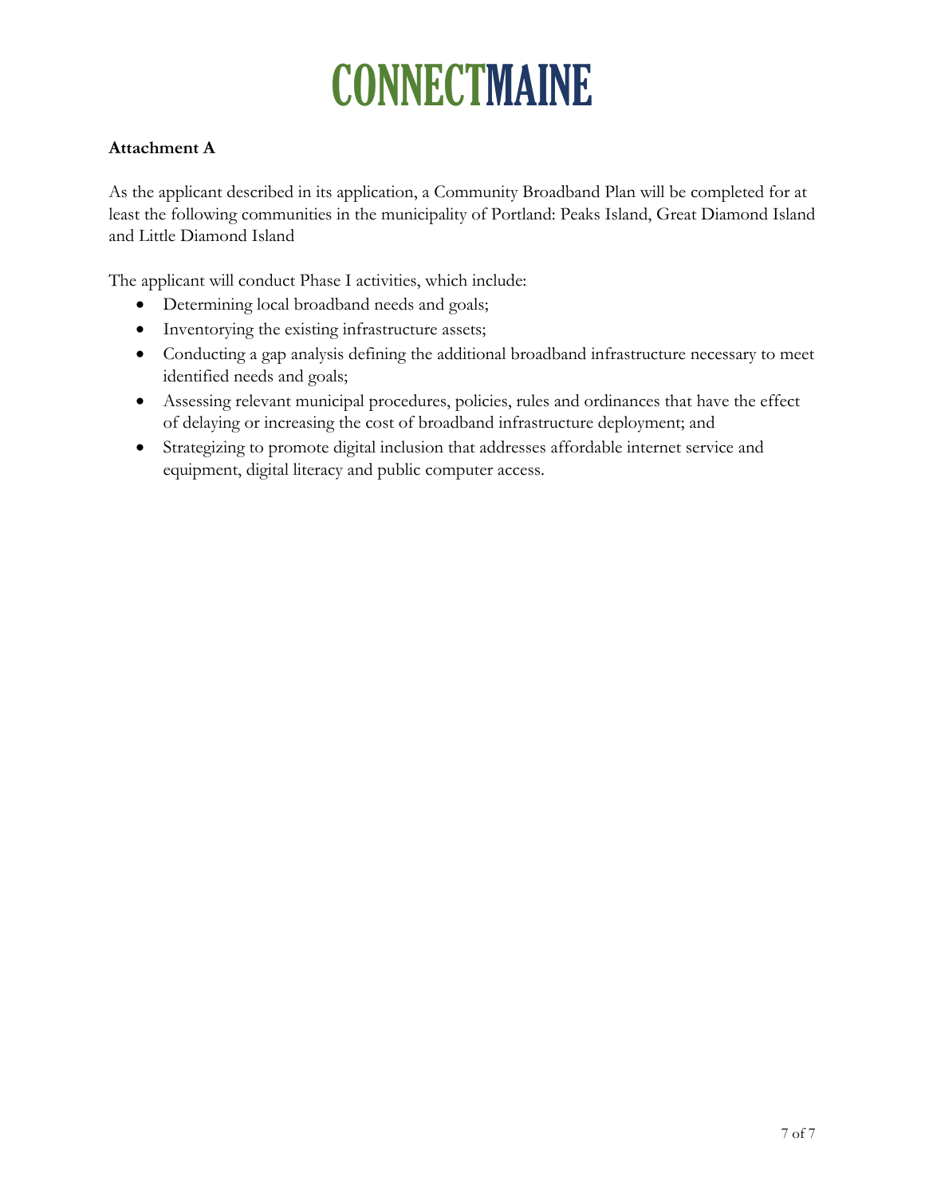# CONNECTMAINE

**Attachment A**

As the applicant described in its application, a Community Broadband Plan will be completed for at least the following communities in the municipality of Portland: Peaks Island, Great Diamond Island and Little Diamond Island

The applicant will conduct Phase I activities, which include:

- Determining local broadband needs and goals;
- Inventorying the existing infrastructure assets;
- Conducting a gap analysis defining the additional broadband infrastructure necessary to meet identified needs and goals;
- Assessing relevant municipal procedures, policies, rules and ordinances that have the effect of delaying or increasing the cost of broadband infrastructure deployment; and
- Strategizing to promote digital inclusion that addresses affordable internet service and equipment, digital literacy and public computer access.